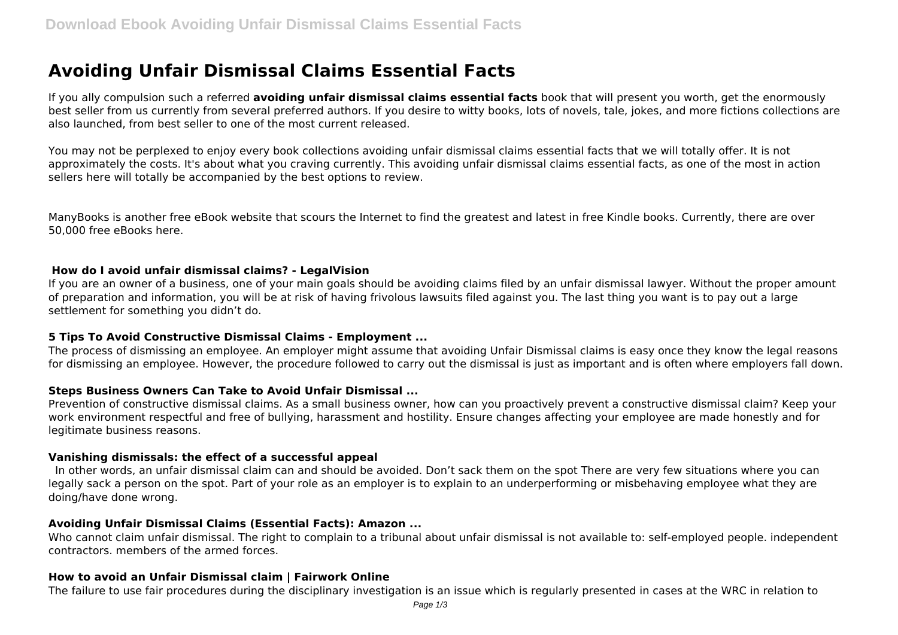# Avoiding Unfair Dismissal Claims Essential Facts

If you ally compulsion such a referred **avoiding unfair dismissal claims essential facts** book that will present you worth, get the enormously best seller from us currently from several preferred authors. If you desire to witty books, lots of novels, tale, jokes, and more fictions collections are also launched, from best seller to one of the most current released.

You may not be perplexed to enjoy every book collections avoiding unfair dismissal claims essential facts that we will totally offer. It is not approximately the costs. It's about what you craving currently. This avoiding unfair dismissal claims essential facts, as one of the most in action sellers here will totally be accompanied by the best options to review.

ManyBooks is another free eBook website that scours the Internet to find the greatest and latest in free Kindle books. Currently, there are over 50,000 free eBooks here.

### How do I avoid unfair dismissal claims? - LegalVision

If you are an owner of a business, one of your main goals should be avoiding claims filed by an unfair dismissal lawyer. Without the proper amount of preparation and information, you will be at risk of having frivolous lawsuits filed against you. The last thing you want is to pay out a large settlement for something you didn't do.

### 5 Tips To Avoid Constructive Dismissal Claims - Employment ...

The process of dismissing an employee. An employer might assume that avoiding Unfair Dismissal claims is easy once they know the legal reasons for dismissing an employee. However, the procedure followed to carry out the dismissal is just as important and is often where employers fall down.

### Steps Business Owners Can Take to Avoid Unfair Dismissal ...

Prevention of constructive dismissal claims. As a small business owner, how can you proactively prevent a constructive dismissal claim? Keep your work environment respectful and free of bullying, harassment and hostility. Ensure changes affecting your employee are made honestly and for legitimate business reasons.

### Vanishing dismissals: the effect of a successful appeal

In other words, an unfair dismissal claim can and should be avoided. Don't sack them on the spot There are very few situations where you can legally sack a person on the spot. Part of your role as an employer is to explain to an underperforming or misbehaving employee what they are doing/have done wrong.

### Avoiding Unfair Dismissal Claims (Essential Facts): Amazon ...

Who cannot claim unfair dismissal. The right to complain to a tribunal about unfair dismissal is not available to: self-employed people. independent contractors. members of the armed forces.

### How to avoid an Unfair Dismissal claim | Fairwork Online

The failure to use fair procedures during the disciplinary investigation is an issue which is regularly presented in cases at the WRC in relation to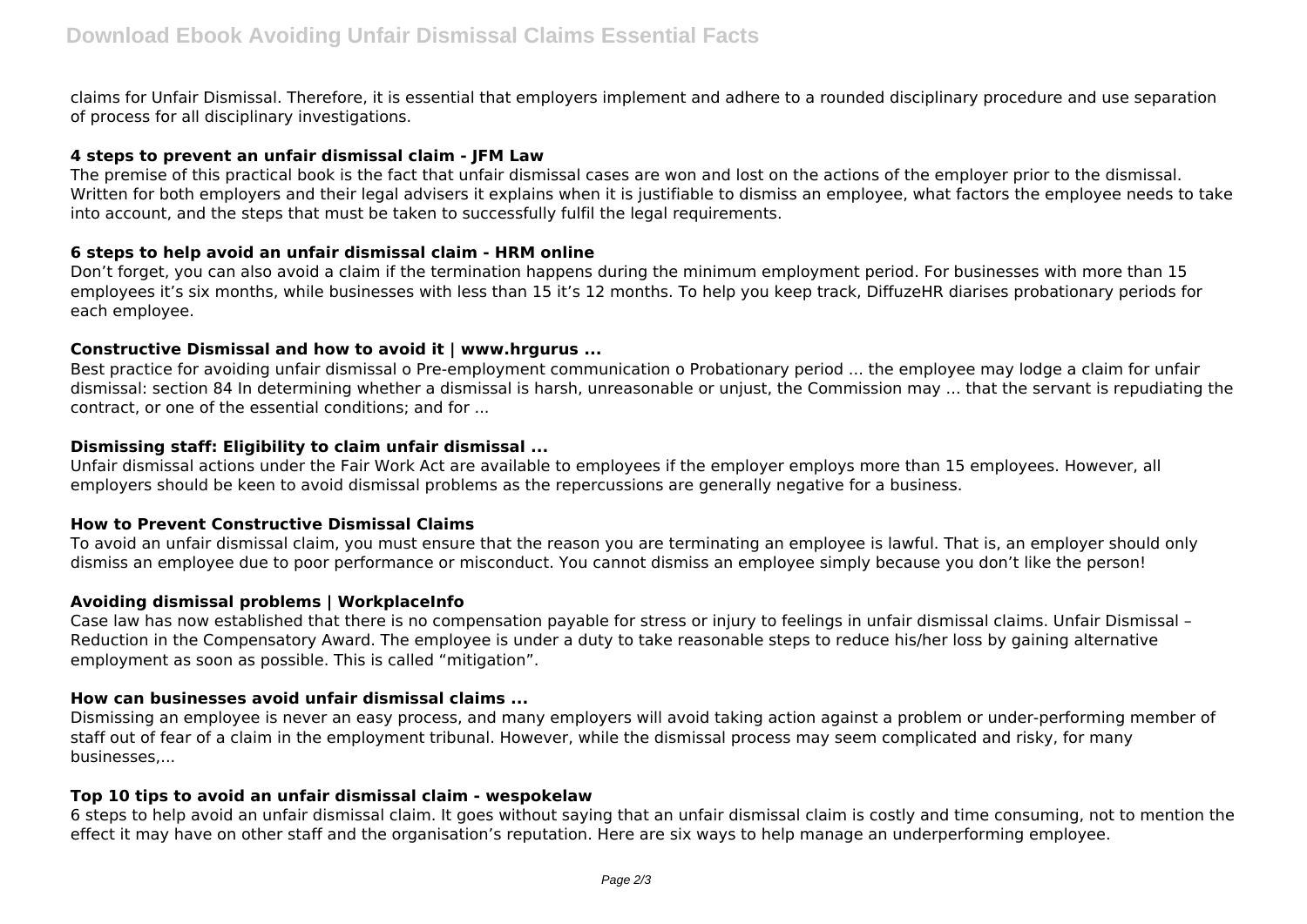claims for Unfair Dismissal. Therefore, it is essential that employers implement and adhere to a rounded disciplinary procedure and use separation of process for all disciplinary investigations.

### 4 steps to prevent an unfair dismissal claim - JFM Law

The premise of this practical book is the fact that unfair dismissal cases are won and lost on the actions of the employer prior to the dismissal. Written for both employers and their legal advisers it explains when it is justifiable to dismiss an employee, what factors the employee needs to take into account, and the steps that must be taken to successfully fulfil the legal requirements.

### 6 steps to help avoid an unfair dismissal claim - HRM online

Don't forget, you can also avoid a claim if the termination happens during the minimum employment period. For businesses with more than 15 employees it's six months, while businesses with less than 15 it's 12 months. To help you keep track, DiffuzeHR diarises probationary periods for each employee.

### Constructive Dismissal and how to avoid it | www.hrgurus ...

Best practice for avoiding unfair dismissal o Pre-employment communication o Probationary period ... the employee may lodge a claim for unfair dismissal: section 84 In determining whether a dismissal is harsh, unreasonable or unjust, the Commission may ... that the servant is repudiating the contract, or one of the essential conditions; and for ...

### Dismissing staff: Eligibility to claim unfair dismissal ...

Unfair dismissal actions under the Fair Work Act are available to employees if the employer employs more than 15 employees. However, all employers should be keen to avoid dismissal problems as the repercussions are generally negative for a business.

### How to Prevent Constructive Dismissal Claims

To avoid an unfair dismissal claim, you must ensure that the reason you are terminating an employee is lawful. That is, an employer should only dismiss an employee due to poor performance or misconduct. You cannot dismiss an employee simply because you don't like the person!

### Avoiding dismissal problems | WorkplaceInfo

Case law has now established that there is no compensation payable for stress or injury to feelings in unfair dismissal claims. Unfair Dismissal – Reduction in the Compensatory Award. The employee is under a duty to take reasonable steps to reduce his/her loss by gaining alternative employment as soon as possible. This is called "mitigation".

### How can businesses avoid unfair dismissal claims ...

Dismissing an employee is never an easy process, and many employers will avoid taking action against a problem or under-performing member of staff out of fear of a claim in the employment tribunal. However, while the dismissal process may seem complicated and risky, for many businesses,...

### Top 10 tips to avoid an unfair dismissal claim - wespokelaw

6 steps to help avoid an unfair dismissal claim. It goes without saying that an unfair dismissal claim is costly and time consuming, not to mention the effect it may have on other staff and the organisation's reputation. Here are six ways to help manage an underperforming employee.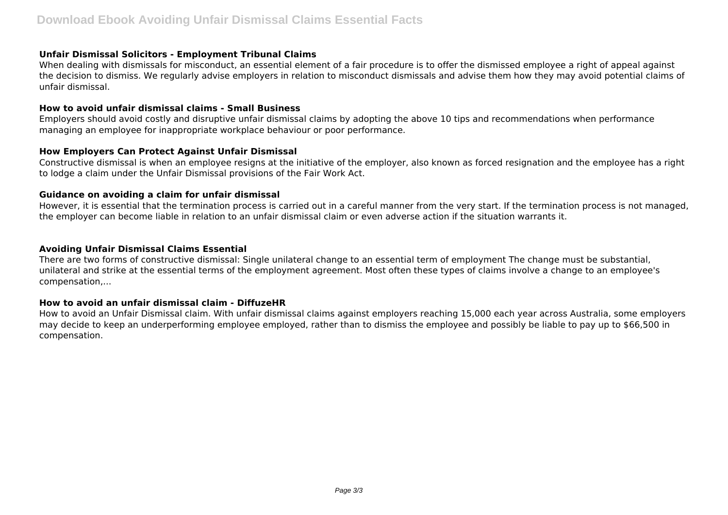### Unfair Dismissal Solicitors - Employment Tribunal Claims

When dealing with dismissals for misconduct, an essential element of a fair procedure is to offer the dismissed employee a right of appeal against the decision to dismiss. We regularly advise employers in relation to misconduct dismissals and advise them how they may avoid potential claims of unfair dismissal.

### How to avoid unfair dismissal claims - Small Business

Employers should avoid costly and disruptive unfair dismissal claims by adopting the above 10 tips and recommendations when performance managing an employee for inappropriate workplace behaviour or poor performance.

### How Employers Can Protect Against Unfair Dismissal

Constructive dismissal is when an employee resigns at the initiative of the employer, also known as forced resignation and the employee has a right to lodge a claim under the Unfair Dismissal provisions of the Fair Work Act.

### Guidance on avoiding a claim for unfair dismissal

However, it is essential that the termination process is carried out in a careful manner from the very start. If the termination process is not managed, the employer can become liable in relation to an unfair dismissal claim or even adverse action if the situation warrants it.

### Avoiding Unfair Dismissal Claims Essential

There are two forms of constructive dismissal: Single unilateral change to an essential term of employment The change must be substantial, unilateral and strike at the essential terms of the employment agreement. Most often these types of claims involve a change to an employee's compensation,...

### How to avoid an unfair dismissal claim - DiffuzeHR

How to avoid an Unfair Dismissal claim. With unfair dismissal claims against employers reaching 15,000 each year across Australia, some employers may decide to keep an underperforming employee employed, rather than to dismiss the employee and possibly be liable to pay up to $66,500 in compensation.